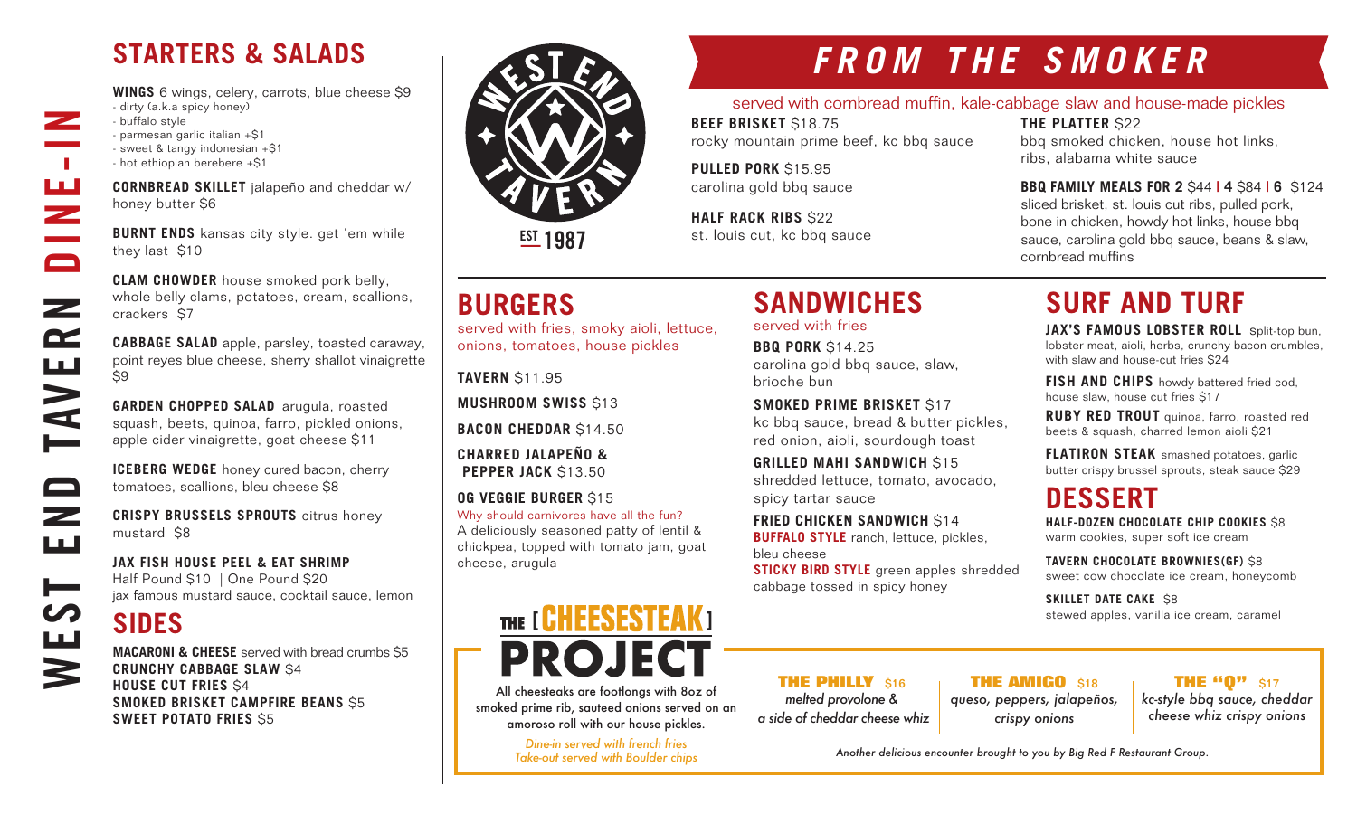# WEST END TAVERN DINE-IN

## STARTERS & SALADS

**WINGS** 6 wings, celery, carrots, blue cheese $9
- dirty (a.k.a spicy honey)
- buffalo style
- parmesan garlic italian +$1
- sweet & tangy indonesian +$1
- hot ethiopian berebere +$1

**CORNBREAD SKILLET** jalapeño and cheddar w/ honey butter $6

**BURNT ENDS** kansas city style. get 'em while they last $10

**CLAM CHOWDER** house smoked pork belly, whole belly clams, potatoes, cream, scallions, crackers $7

**CABBAGE SALAD** apple, parsley, toasted caraway, point reyes blue cheese, sherry shallot vinaigrette $9

**GARDEN CHOPPED SALAD** arugula, roasted squash, beets, quinoa, farro, pickled onions, apple cider vinaigrette, goat cheese $11

**ICEBERG WEDGE** honey cured bacon, cherry tomatoes, scallions, bleu cheese $8

**CRISPY BRUSSELS SPROUTS** citrus honey mustard $8

**JAX FISH HOUSE PEEL & EAT SHRIMP**
Half Pound $10 | One Pound $20
jax famous mustard sauce, cocktail sauce, lemon

## SIDES

**MACARONI & CHEESE** served with bread crumbs $5
**CRUNCHY CABBAGE SLAW** $4
**HOUSE CUT FRIES** $4
**SMOKED BRISKET CAMPFIRE BEANS** $5
**SWEET POTATO FRIES** $5

WEST END TAVERN
EST 1987

## FROM THE SMOKER

served with cornbread muffin, kale-cabbage slaw and house-made pickles

**BEEF BRISKET** $18.75
rocky mountain prime beef, kc bbq sauce

**PULLED PORK** $15.95
carolina gold bbq sauce

**HALF RACK RIBS** $22
st. louis cut, kc bbq sauce

**THE PLATTER** $22
bbq smoked chicken, house hot links, ribs, alabama white sauce

**BBQ FAMILY MEALS FOR 2** $44 | **4** $84 | **6** $124
sliced brisket, st. louis cut ribs, pulled pork, bone in chicken, howdy hot links, house bbq sauce, carolina gold bbq sauce, beans & slaw, cornbread muffins

## BURGERS

served with fries, smoky aioli, lettuce, onions, tomatoes, house pickles

**TAVERN** $11.95

**MUSHROOM SWISS** $13

**BACON CHEDDAR** $14.50

**CHARRED JALAPEÑO & PEPPER JACK** $13.50

**OG VEGGIE BURGER** $15
Why should carnivores have all the fun?
A deliciously seasoned patty of lentil & chickpea, topped with tomato jam, goat cheese, arugula

## SANDWICHES

served with fries

**BBQ PORK** $14.25
carolina gold bbq sauce, slaw, brioche bun

**SMOKED PRIME BRISKET** $17
kc bbq sauce, bread & butter pickles, red onion, aioli, sourdough toast

**GRILLED MAHI SANDWICH** $15
shredded lettuce, tomato, avocado, spicy tartar sauce

**FRIED CHICKEN SANDWICH** $14
**BUFFALO STYLE** ranch, lettuce, pickles, bleu cheese
**STICKY BIRD STYLE** green apples shredded cabbage tossed in spicy honey

## SURF AND TURF

**JAX'S FAMOUS LOBSTER ROLL** split-top bun, lobster meat, aioli, herbs, crunchy bacon crumbles, with slaw and house-cut fries $24

**FISH AND CHIPS** howdy battered fried cod, house slaw, house cut fries $17

**RUBY RED TROUT** quinoa, farro, roasted red beets & squash, charred lemon aioli $21

**FLATIRON STEAK** smashed potatoes, garlic butter crispy brussel sprouts, steak sauce $29

## DESSERT

**HALF-DOZEN CHOCOLATE CHIP COOKIES** $8
warm cookies, super soft ice cream

**TAVERN CHOCOLATE BROWNIES(GF)** $8
sweet cow chocolate ice cream, honeycomb

**SKILLET DATE CAKE** $8
stewed apples, vanilla ice cream, caramel

## THE [ CHEESESTEAK ] PROJECT

All cheesesteaks are footlongs with 8oz of smoked prime rib, sauteed onions served on an amoroso roll with our house pickles.

*Dine-in served with french fries*
*Take-out served with Boulder chips*

**THE PHILLY** $16
*melted provolone & a side of cheddar cheese whiz*

**THE AMIGO** $18
*queso, peppers, jalapeños, crispy onions*

**THE "Q"** $17
*kc-style bbq sauce, cheddar cheese whiz crispy onions*

*Another delicious encounter brought to you by Big Red F Restaurant Group.*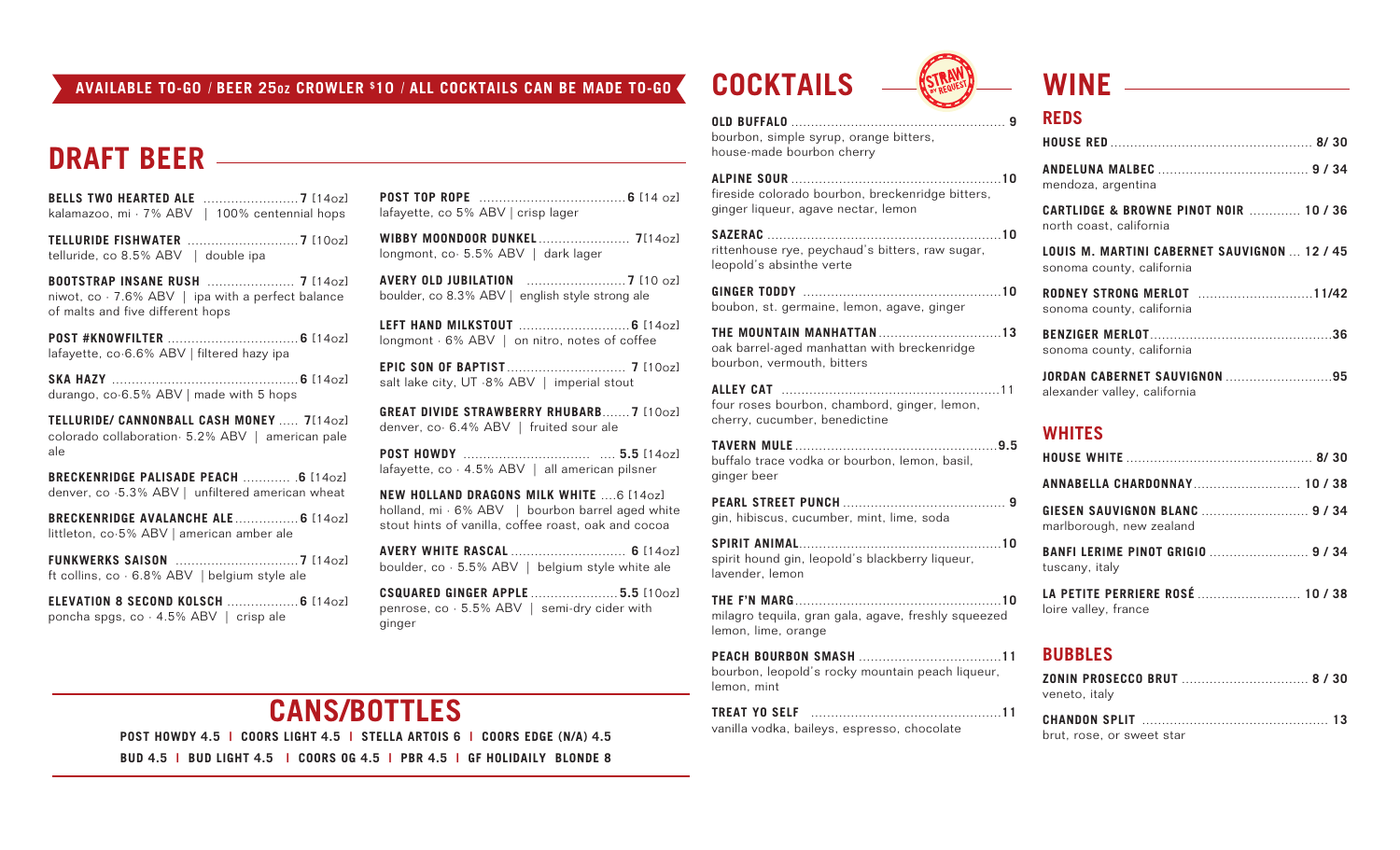**AVAILABLE TO-GO / BEER 25oz CROWLER $10 / ALL COCKTAILS CAN BE MADE TO-GO**

# DRAFT BEER

**BELLS TWO HEARTED ALE** ........................ **7** [14oz]
kalamazoo, mi · 7% ABV | 100% centennial hops

**TELLURIDE FISHWATER** ............................ **7** [10oz]
telluride, co 8.5% ABV | double ipa

**BOOTSTRAP INSANE RUSH** ...................... **7** [14oz]
niwot, co · 7.6% ABV | ipa with a perfect balance of malts and five different hops

**POST #KNOWFILTER** ................................ **6** [14oz]
lafayette, co·6.6% ABV | filtered hazy ipa

**SKA HAZY** ............................................... **6** [14oz]
durango, co·6.5% ABV | made with 5 hops

**TELLURIDE/ CANNONBALL CASH MONEY** ..... **7**[14oz]
colorado collaboration· 5.2% ABV | american pale ale

**BRECKENRIDGE PALISADE PEACH** ............ .**6** [14oz]
denver, co ·5.3% ABV | unfiltered american wheat

**BRECKENRIDGE AVALANCHE ALE**................ **6** [14oz]
littleton, co·5% ABV | american amber ale

**FUNKWERKS SAISON** .............................. **7** [14oz]
ft collins, co · 6.8% ABV | belgium style ale

**ELEVATION 8 SECOND KOLSCH** ................. **6** [14oz]
poncha spgs, co · 4.5% ABV | crisp ale

**POST TOP ROPE** .................................... **6** [14 oz]
lafayette, co 5% ABV | crisp lager

**WIBBY MOONDOOR DUNKEL**....................... **7**[14oz]
longmont, co· 5.5% ABV | dark lager

**AVERY OLD JUBILATION** ......................... **7** [10 oz]
boulder, co 8.3% ABV | english style strong ale

**LEFT HAND MILKSTOUT** ............................ **6** [14oz]
longmont · 6% ABV | on nitro, notes of coffee

**EPIC SON OF BAPTIST**.............................. **7** [10oz]
salt lake city, UT ·8% ABV | imperial stout

**GREAT DIVIDE STRAWBERRY RHUBARB**....... **7** [10oz]
denver, co· 6.4% ABV | fruited sour ale

**POST HOWDY** ................................ .... **5.5** [14oz]
lafayette, co · 4.5% ABV | all american pilsner

**NEW HOLLAND DRAGONS MILK WHITE** ....6 [14oz]
holland, mi · 6% ABV | bourbon barrel aged white stout hints of vanilla, coffee roast, oak and cocoa

**AVERY WHITE RASCAL** ............................. **6** [14oz]
boulder, co · 5.5% ABV | belgium style white ale

**CSQUARED GINGER APPLE** ...................... **5.5** [10oz]
penrose, co · 5.5% ABV | semi-dry cider with ginger

# CANS/BOTTLES

**POST HOWDY 4.5 | COORS LIGHT 4.5 | STELLA ARTOIS 6 | COORS EDGE (N/A) 4.5**
**BUD 4.5 | BUD LIGHT 4.5 | COORS OG 4.5 | PBR 4.5 | GF HOLIDAILY BLONDE 8**

# COCKTAILS

STRAW BY REQUEST

**OLD BUFFALO** ...................................................... **9**
bourbon, simple syrup, orange bitters, house-made bourbon cherry

**ALPINE SOUR** ..................................................... **10**
fireside colorado bourbon, breckenridge bitters, ginger liqueur, agave nectar, lemon

**SAZERAC** ........................................................... **10**
rittenhouse rye, peychaud's bitters, raw sugar, leopold's absinthe verte

**GINGER TODDY** ................................................... **10**
boubon, st. germaine, lemon, agave, ginger

**THE MOUNTAIN MANHATTAN** ............................... **13**
oak barrel-aged manhattan with breckenridge bourbon, vermouth, bitters

**ALLEY CAT** ........................................................ 11
four roses bourbon, chambord, ginger, lemon, cherry, cucumber, benedictine

**TAVERN MULE** ..................................................... **9.5**
buffalo trace vodka or bourbon, lemon, basil, ginger beer

**PEARL STREET PUNCH** .......................................... **9**
gin, hibiscus, cucumber, mint, lime, soda

**SPIRIT ANIMAL**..................................................... **10**
spirit hound gin, leopold's blackberry liqueur, lavender, lemon

**THE F'N MARG**...................................................... **10**
milagro tequila, gran gala, agave, freshly squeezed lemon, lime, orange

**PEACH BOURBON SMASH** ...................................... **11**
bourbon, leopold's rocky mountain peach liqueur, lemon, mint

**TREAT YO SELF** .................................................. **11**
vanilla vodka, baileys, espresso, chocolate

# WINE

## REDS

**HOUSE RED** .................................................. **8/ 30**

**ANDELUNA MALBEC** ...................................... **9 / 34**
mendoza, argentina

**CARTLIDGE & BROWNE PINOT NOIR** ............. **10 / 36**
north coast, california

**LOUIS M. MARTINI CABERNET SAUVIGNON** ... **12 / 45**
sonoma county, california

**RODNEY STRONG MERLOT** .............................**11/42**
sonoma county, california

**BENZIGER MERLOT**.............................................**36**
sonoma county, california

**JORDAN CABERNET SAUVIGNON** ...........................**95**
alexander valley, california

## WHITES

**HOUSE WHITE** ............................................... **8/ 30**

**ANNABELLA CHARDONNAY**........................... **10 / 38**

**GIESEN SAUVIGNON BLANC** ........................... **9 / 34**
marlborough, new zealand

**BANFI LERIME PINOT GRIGIO** ......................... **9 / 34**
tuscany, italy

**LA PETITE PERRIERE ROSÉ** .......................... **10 / 38**
loire valley, france

## BUBBLES

**ZONIN PROSECCO BRUT** ................................ **8 / 30**
veneto, italy

**CHANDON SPLIT** ............................................... **13**
brut, rose, or sweet star